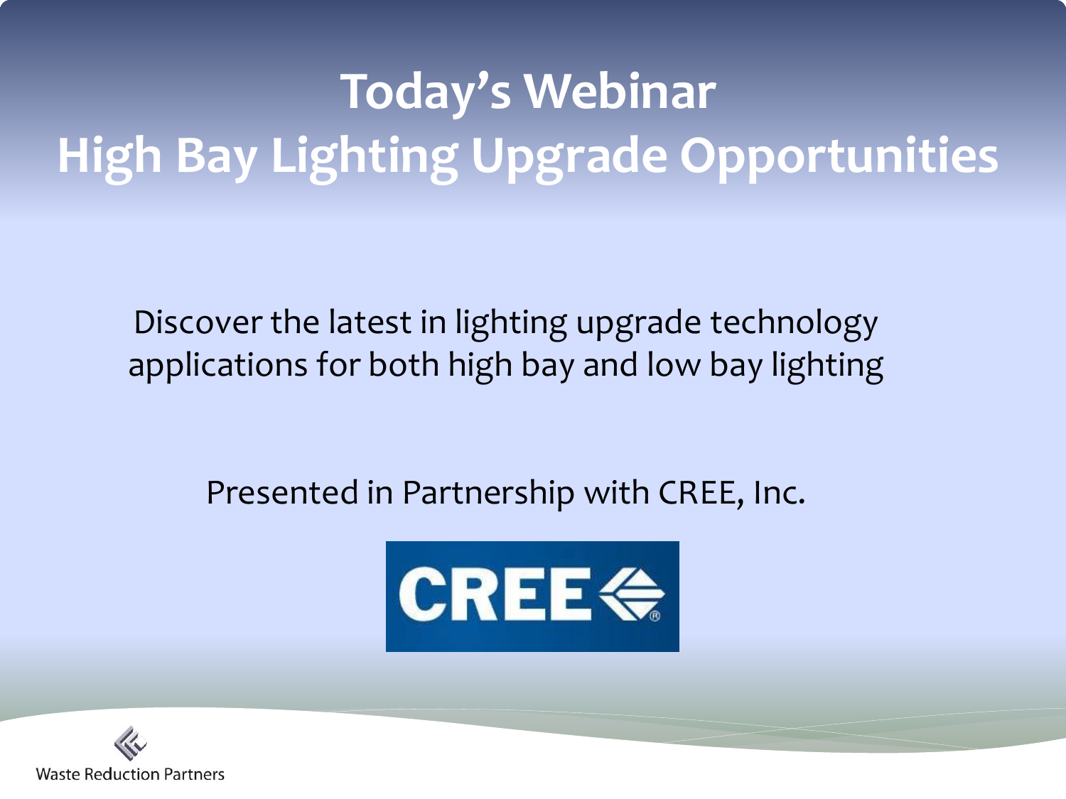# Today's Webinar
# High Bay Lighting Upgrade Opportunities

Discover the latest in lighting upgrade technology applications for both high bay and low bay lighting

Presented in Partnership with CREE, Inc.

CREE

Waste Reduction Partners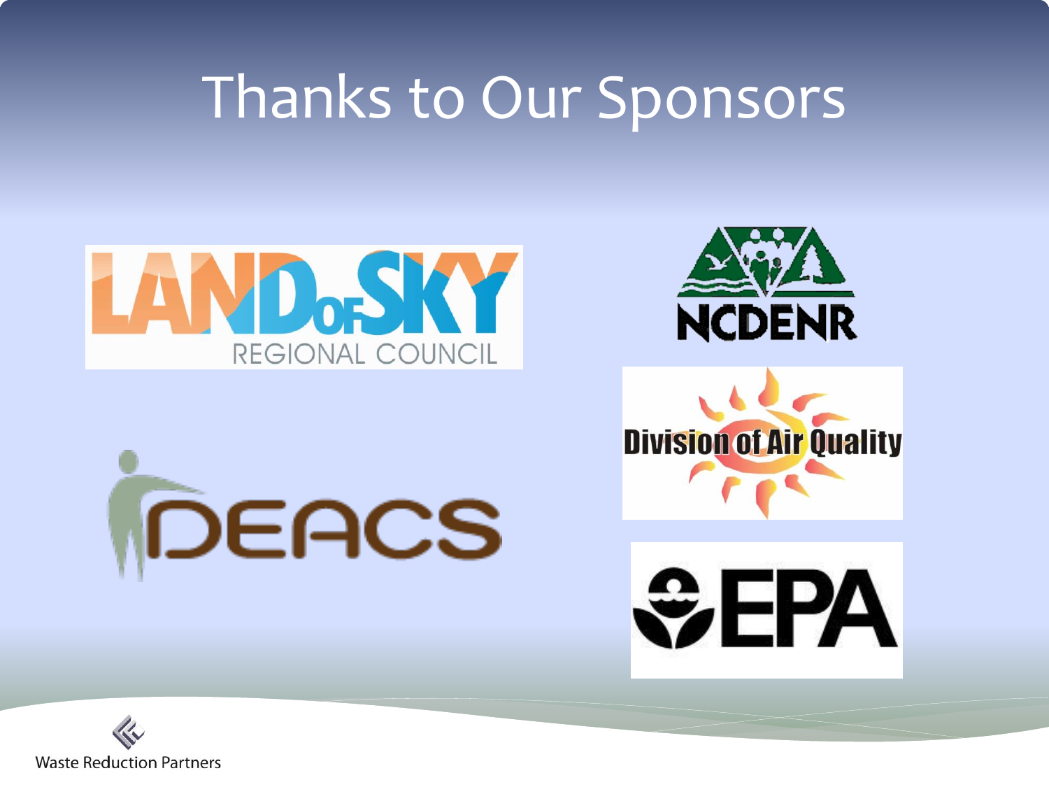# Thanks to Our Sponsors

LAND of SKY REGIONAL COUNCIL

NCDENR

Division of Air Quality

DEACS

EPA

Waste Reduction Partners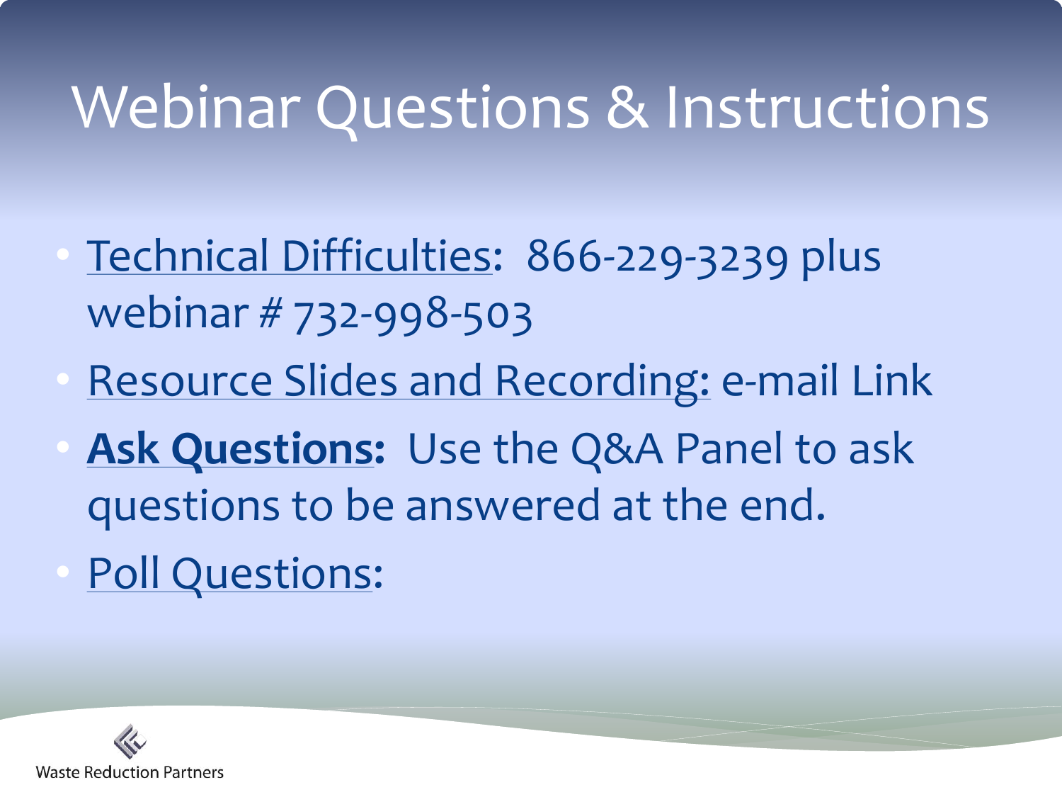# Webinar Questions & Instructions

- Technical Difficulties: 866-229-3239 plus webinar # 732-998-503
- Resource Slides and Recording: e-mail Link
- **Ask Questions:** Use the Q&A Panel to ask questions to be answered at the end.
- Poll Questions:

Waste Reduction Partners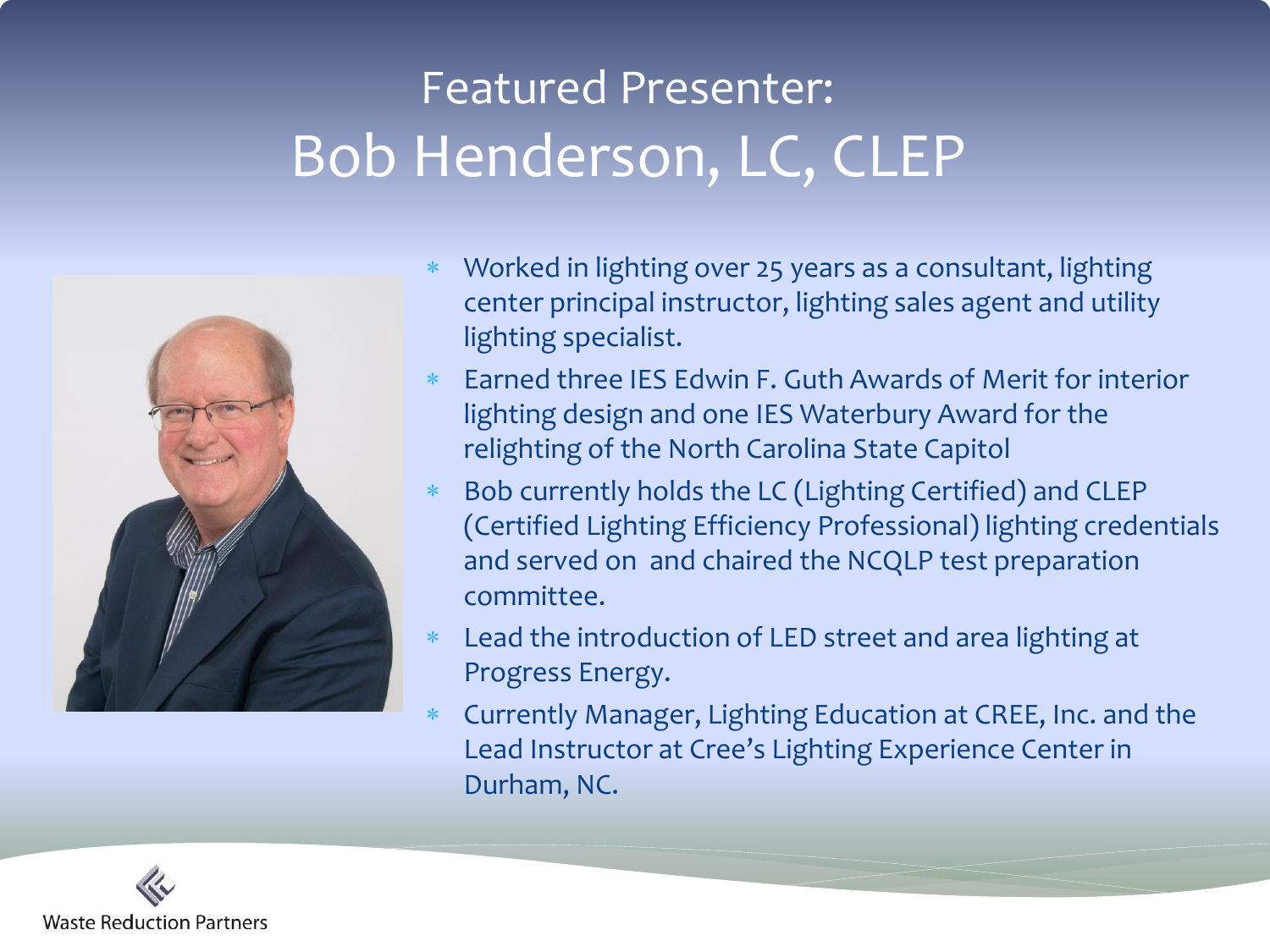# Featured Presenter:
# Bob Henderson, LC, CLEP

- Worked in lighting over 25 years as a consultant, lighting center principal instructor, lighting sales agent and utility lighting specialist.
- Earned three IES Edwin F. Guth Awards of Merit for interior lighting design and one IES Waterbury Award for the relighting of the North Carolina State Capitol
- Bob currently holds the LC (Lighting Certified) and CLEP (Certified Lighting Efficiency Professional) lighting credentials and served on and chaired the NCQLP test preparation committee.
- Lead the introduction of LED street and area lighting at Progress Energy.
- Currently Manager, Lighting Education at CREE, Inc. and the Lead Instructor at Cree's Lighting Experience Center in Durham, NC.

Waste Reduction Partners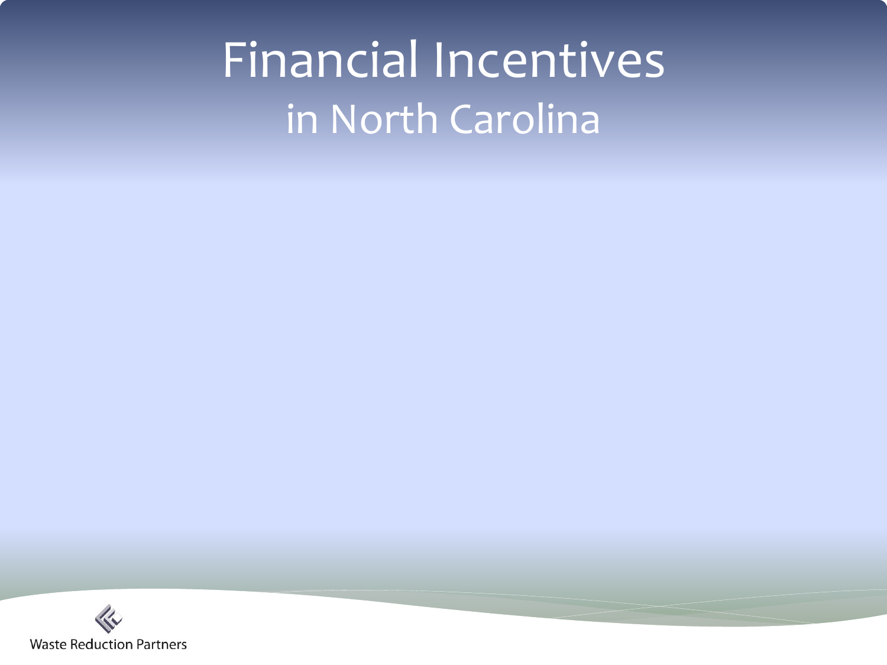# Financial Incentives

## in North Carolina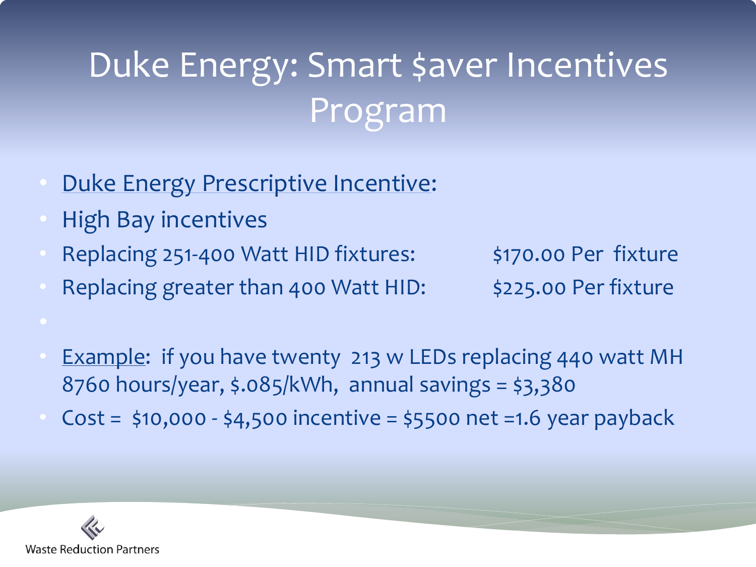# Duke Energy: Smart $aver Incentives Program

- Duke Energy Prescriptive Incentive:
- High Bay incentives
- Replacing 251-400 Watt HID fixtures: $170.00 Per fixture
- Replacing greater than 400 Watt HID: $225.00 Per fixture
- 
- Example: if you have twenty 213 w LEDs replacing 440 watt MH 8760 hours/year, $.085/kWh, annual savings = $3,380
- Cost = $10,000 - $4,500 incentive = $5500 net =1.6 year payback

Waste Reduction Partners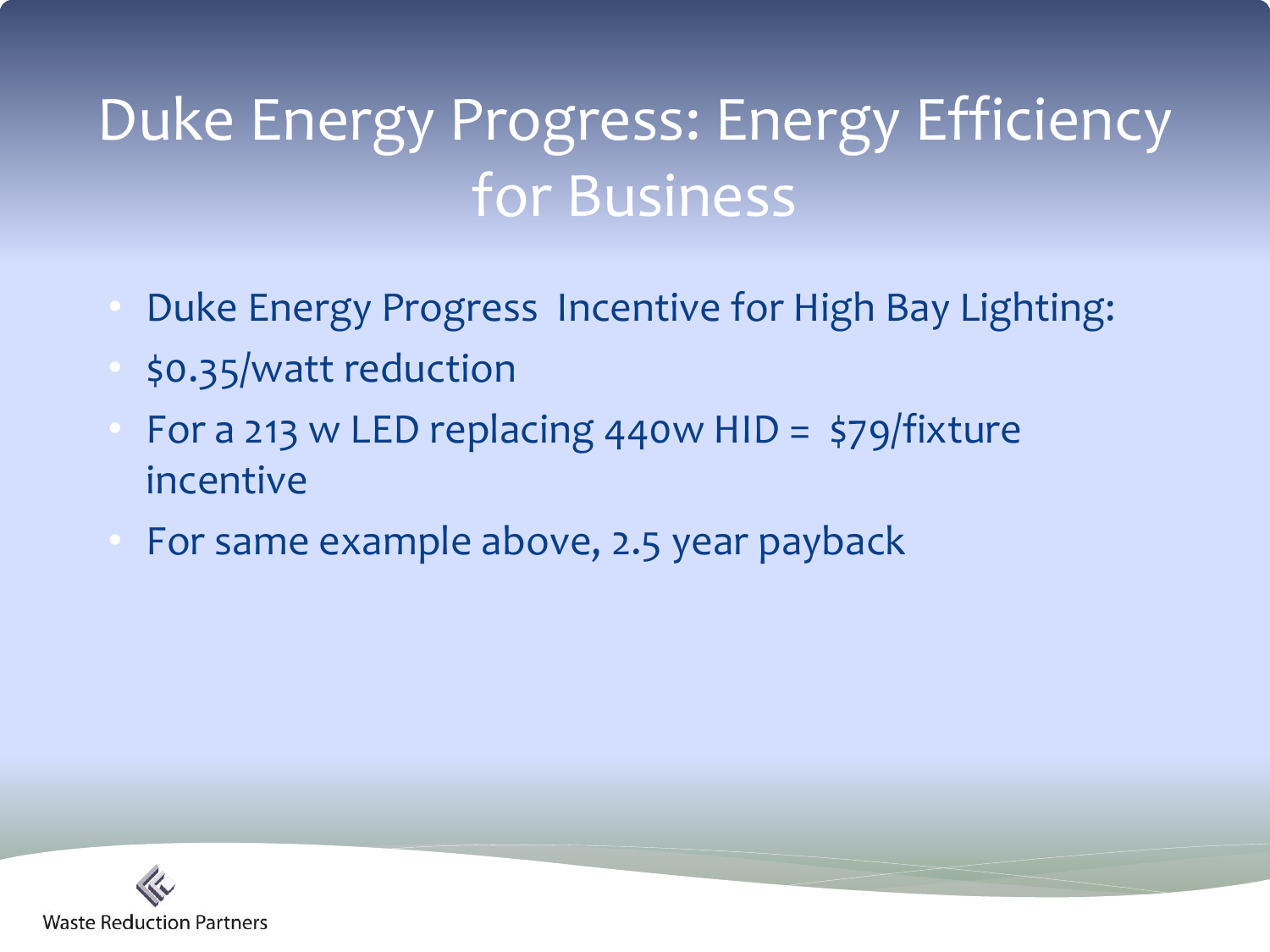# Duke Energy Progress: Energy Efficiency for Business

- Duke Energy Progress Incentive for High Bay Lighting:
- $0.35/watt reduction
- For a 213 w LED replacing 440w HID = $79/fixture incentive
- For same example above, 2.5 year payback

Waste Reduction Partners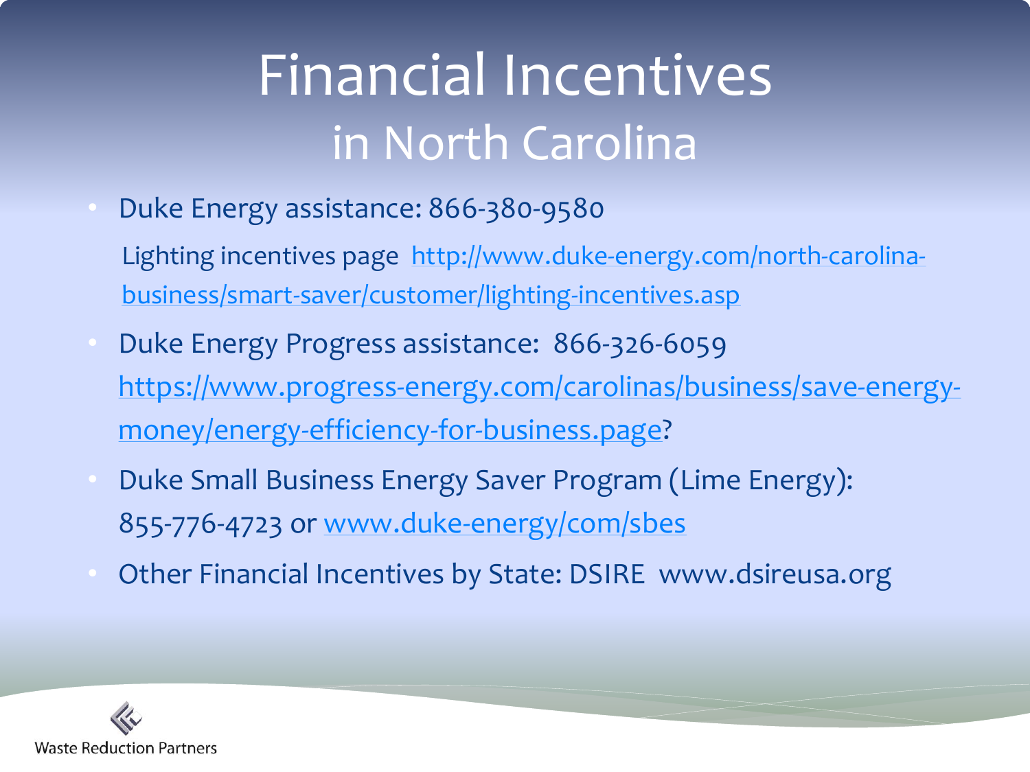# Financial Incentives in North Carolina

- Duke Energy assistance: 866-380-9580

  Lighting incentives page http://www.duke-energy.com/north-carolina-business/smart-saver/customer/lighting-incentives.asp

- Duke Energy Progress assistance: 866-326-6059 https://www.progress-energy.com/carolinas/business/save-energy-money/energy-efficiency-for-business.page?
- Duke Small Business Energy Saver Program (Lime Energy): 855-776-4723 or www.duke-energy/com/sbes
- Other Financial Incentives by State: DSIRE www.dsireusa.org

Waste Reduction Partners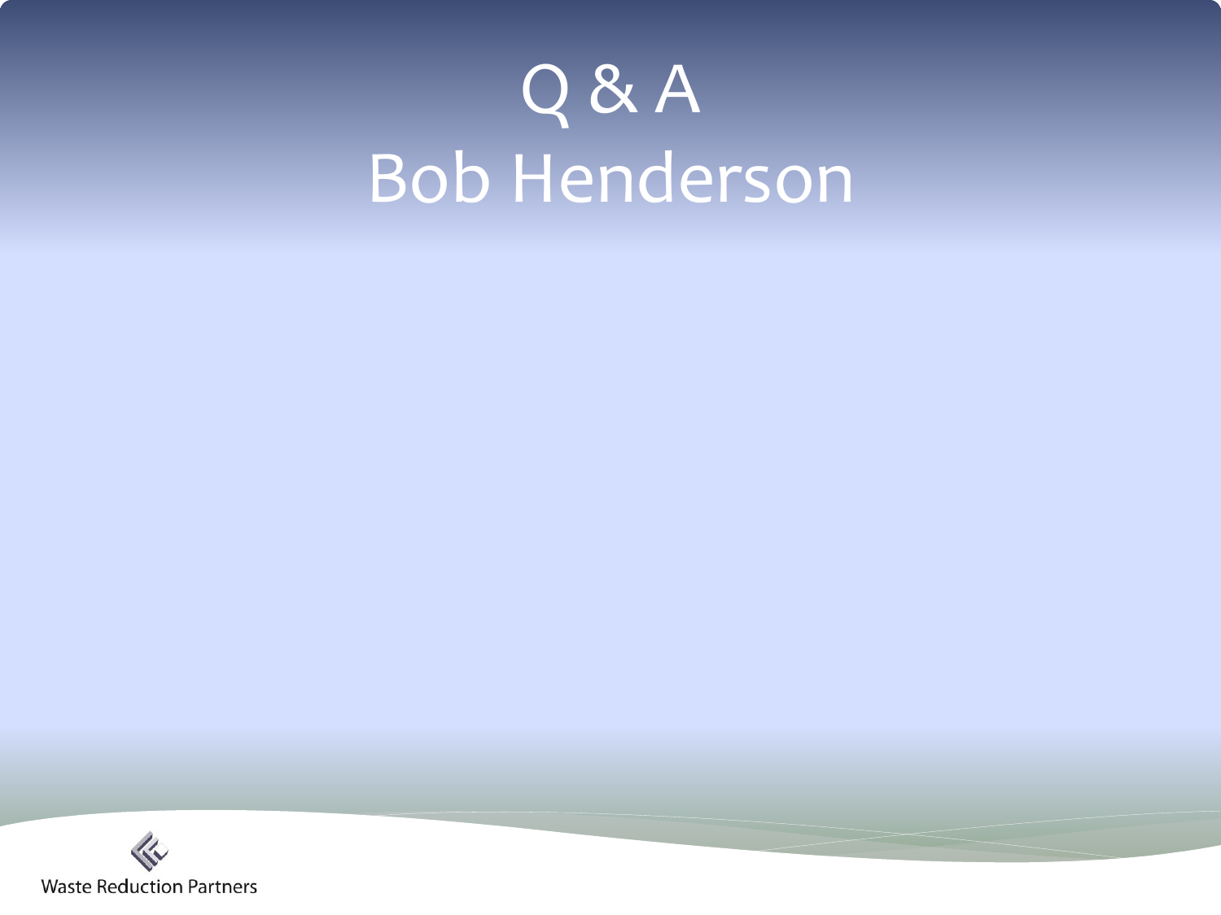# Q & A
# Bob Henderson

Waste Reduction Partners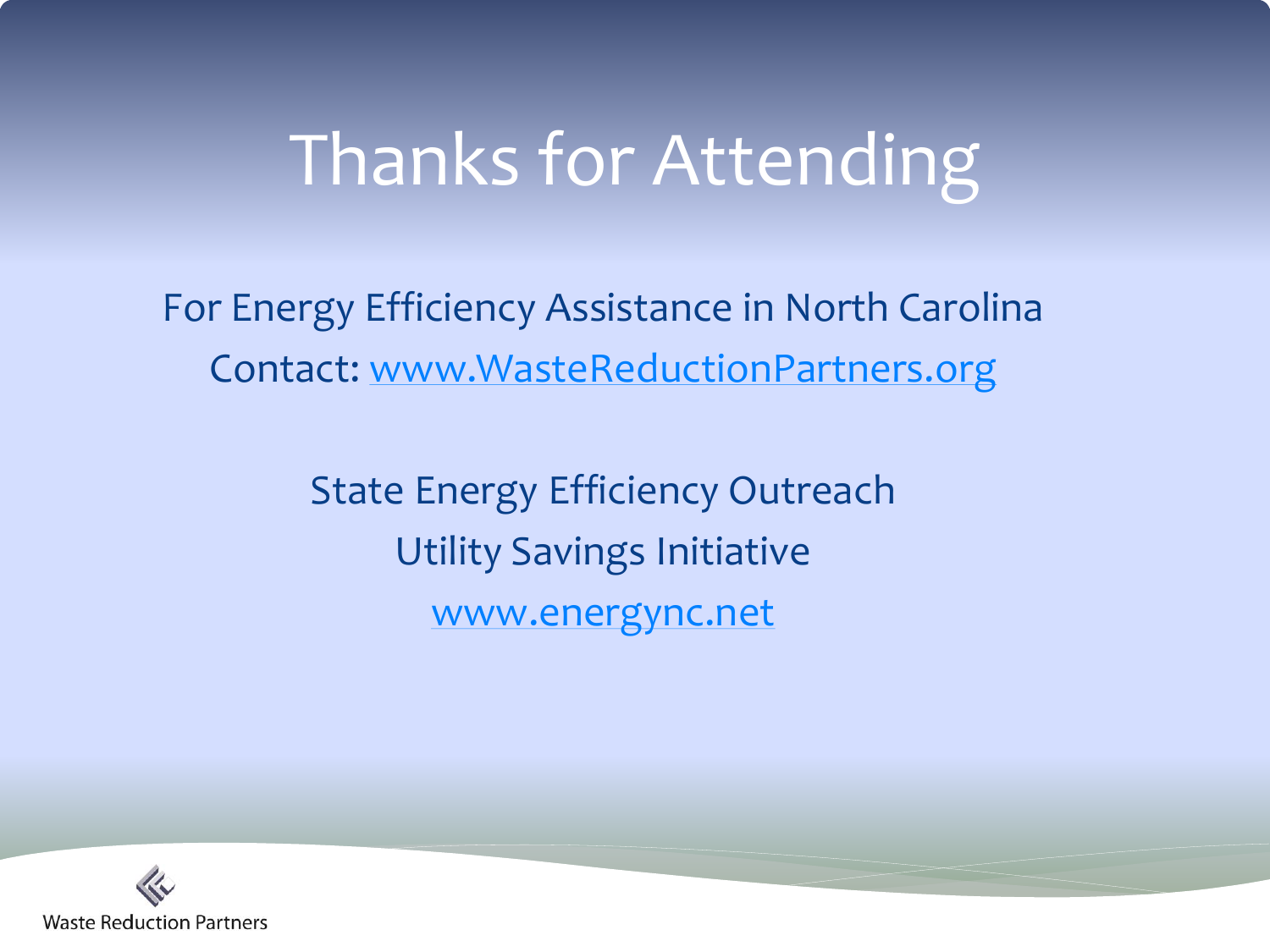# Thanks for Attending

For Energy Efficiency Assistance in North Carolina

Contact: www.WasteReductionPartners.org

State Energy Efficiency Outreach

Utility Savings Initiative

www.energync.net

Waste Reduction Partners